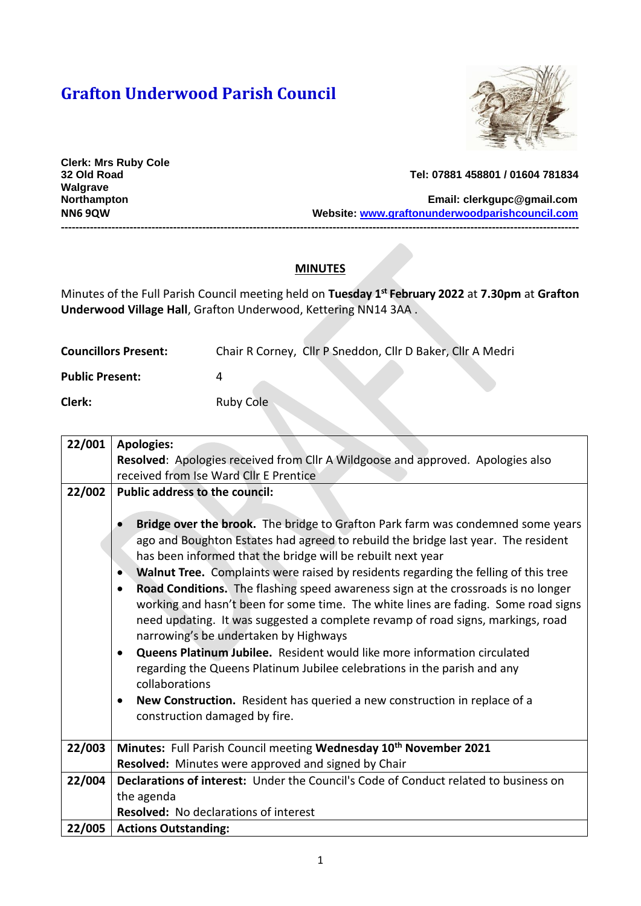# Grafton Underwood Parish Council

**Clerk: Mrs Ruby Cole**
**32 Old Road**
**Walgrave**
**Northampton**
**NN6 9QW**

**Tel: 07881 458801 / 01604 781834**

**Email: clerkgupc@gmail.com**
**Website: www.graftonunderwoodparishcouncil.com**

---

## MINUTES

Minutes of the Full Parish Council meeting held on **Tuesday 1st February 2022** at **7.30pm** at **Grafton Underwood Village Hall**, Grafton Underwood, Kettering NN14 3AA .

**Councillors Present:** Chair R Corney, Cllr P Sneddon, Cllr D Baker, Cllr A Medri

**Public Present:** 4

**Clerk:** Ruby Cole

| | |
|---|---|
| **22/001** | **Apologies:**<br>**Resolved**: Apologies received from Cllr A Wildgoose and approved. Apologies also received from Ise Ward Cllr E Prentice |
| **22/002** | **Public address to the council:**<br><br>• **Bridge over the brook.** The bridge to Grafton Park farm was condemned some years ago and Boughton Estates had agreed to rebuild the bridge last year. The resident has been informed that the bridge will be rebuilt next year<br>• **Walnut Tree.** Complaints were raised by residents regarding the felling of this tree<br>• **Road Conditions.** The flashing speed awareness sign at the crossroads is no longer working and hasn't been for some time. The white lines are fading. Some road signs need updating. It was suggested a complete revamp of road signs, markings, road narrowing's be undertaken by Highways<br>• **Queens Platinum Jubilee.** Resident would like more information circulated regarding the Queens Platinum Jubilee celebrations in the parish and any collaborations<br>• **New Construction.** Resident has queried a new construction in replace of a construction damaged by fire. |
| **22/003** | **Minutes:** Full Parish Council meeting **Wednesday 10th November 2021**<br>**Resolved:** Minutes were approved and signed by Chair |
| **22/004** | **Declarations of interest:** Under the Council's Code of Conduct related to business on the agenda<br>**Resolved:** No declarations of interest |
| **22/005** | **Actions Outstanding:** |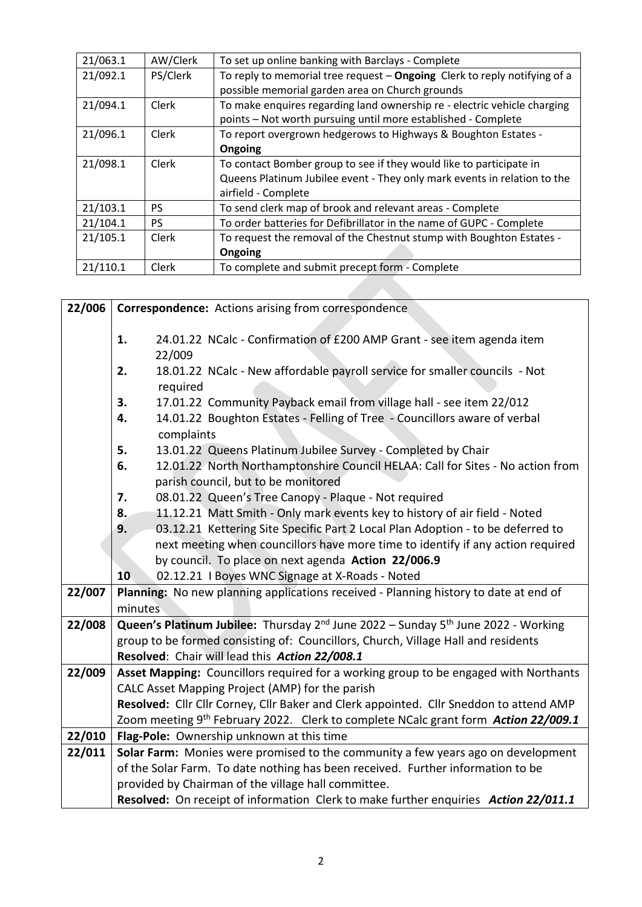| | | |
|---|---|---|
| 21/063.1 | AW/Clerk | To set up online banking with Barclays - Complete |
| 21/092.1 | PS/Clerk | To reply to memorial tree request – **Ongoing** Clerk to reply notifying of a possible memorial garden area on Church grounds |
| 21/094.1 | Clerk | To make enquires regarding land ownership re - electric vehicle charging points – Not worth pursuing until more established - Complete |
| 21/096.1 | Clerk | To report overgrown hedgerows to Highways & Boughton Estates - **Ongoing** |
| 21/098.1 | Clerk | To contact Bomber group to see if they would like to participate in Queens Platinum Jubilee event - They only mark events in relation to the airfield - Complete |
| 21/103.1 | PS | To send clerk map of brook and relevant areas - Complete |
| 21/104.1 | PS | To order batteries for Defibrillator in the name of GUPC - Complete |
| 21/105.1 | Clerk | To request the removal of the Chestnut stump with Boughton Estates - **Ongoing** |
| 21/110.1 | Clerk | To complete and submit precept form - Complete |

| | |
|---|---|
| 22/006 | **Correspondence:** Actions arising from correspondence<br><br>**1.** 24.01.22 NCalc - Confirmation of £200 AMP Grant - see item agenda item 22/009<br>**2.** 18.01.22 NCalc - New affordable payroll service for smaller councils - Not required<br>**3.** 17.01.22 Community Payback email from village hall - see item 22/012<br>**4.** 14.01.22 Boughton Estates - Felling of Tree - Councillors aware of verbal complaints<br>**5.** 13.01.22 Queens Platinum Jubilee Survey - Completed by Chair<br>**6.** 12.01.22 North Northamptonshire Council HELAA: Call for Sites - No action from parish council, but to be monitored<br>**7.** 08.01.22 Queen's Tree Canopy - Plaque - Not required<br>**8.** 11.12.21 Matt Smith - Only mark events key to history of air field - Noted<br>**9.** 03.12.21 Kettering Site Specific Part 2 Local Plan Adoption - to be deferred to next meeting when councillors have more time to identify if any action required by council. To place on next agenda **Action 22/006.9**<br>**10** 02.12.21 I Boyes WNC Signage at X-Roads - Noted |
| 22/007 | **Planning:** No new planning applications received - Planning history to date at end of minutes |
| 22/008 | **Queen's Platinum Jubilee:** Thursday 2nd June 2022 – Sunday 5th June 2022 - Working group to be formed consisting of: Councillors, Church, Village Hall and residents<br>**Resolved**: Chair will lead this ***Action 22/008.1*** |
| 22/009 | **Asset Mapping:** Councillors required for a working group to be engaged with Northants CALC Asset Mapping Project (AMP) for the parish<br>**Resolved:** Cllr Cllr Corney, Cllr Baker and Clerk appointed. Cllr Sneddon to attend AMP Zoom meeting 9th February 2022. Clerk to complete NCalc grant form ***Action 22/009.1*** |
| 22/010 | **Flag-Pole:** Ownership unknown at this time |
| 22/011 | **Solar Farm:** Monies were promised to the community a few years ago on development of the Solar Farm. To date nothing has been received. Further information to be provided by Chairman of the village hall committee.<br>**Resolved:** On receipt of information Clerk to make further enquiries ***Action 22/011.1*** |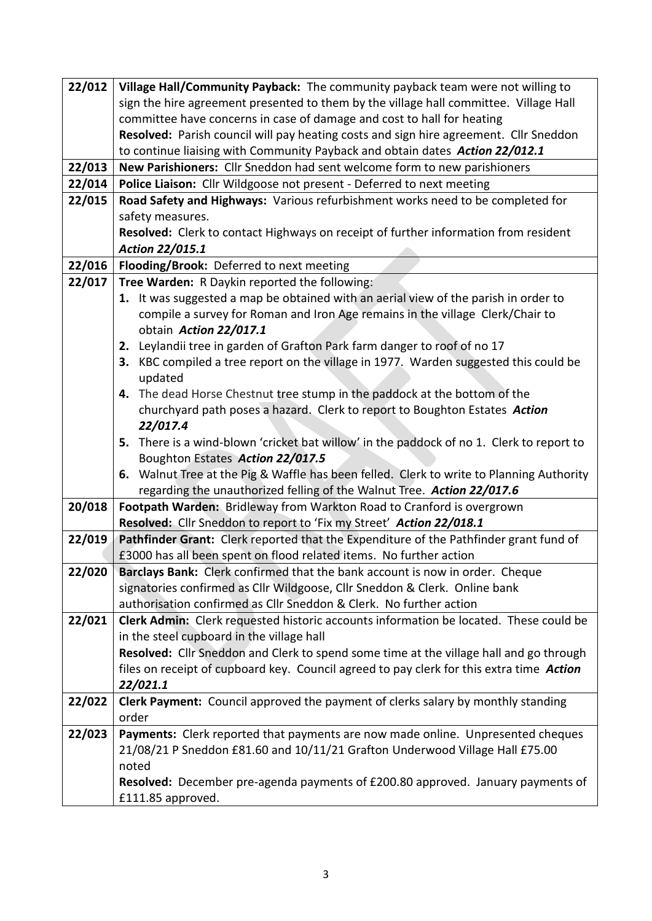| | |
|---|---|
| 22/012 | **Village Hall/Community Payback:** The community payback team were not willing to sign the hire agreement presented to them by the village hall committee. Village Hall committee have concerns in case of damage and cost to hall for heating<br>**Resolved:** Parish council will pay heating costs and sign hire agreement. Cllr Sneddon to continue liaising with Community Payback and obtain dates ***Action 22/012.1*** |
| 22/013 | **New Parishioners:** Cllr Sneddon had sent welcome form to new parishioners |
| 22/014 | **Police Liaison:** Cllr Wildgoose not present - Deferred to next meeting |
| 22/015 | **Road Safety and Highways:** Various refurbishment works need to be completed for safety measures.<br>**Resolved:** Clerk to contact Highways on receipt of further information from resident ***Action 22/015.1*** |
| 22/016 | **Flooding/Brook:** Deferred to next meeting |
| 22/017 | **Tree Warden:** R Daykin reported the following:<br>**1.** It was suggested a map be obtained with an aerial view of the parish in order to compile a survey for Roman and Iron Age remains in the village Clerk/Chair to obtain ***Action 22/017.1***<br>**2.** Leylandii tree in garden of Grafton Park farm danger to roof of no 17<br>**3.** KBC compiled a tree report on the village in 1977. Warden suggested this could be updated<br>**4.** The dead Horse Chestnut tree stump in the paddock at the bottom of the churchyard path poses a hazard. Clerk to report to Boughton Estates ***Action 22/017.4***<br>**5.** There is a wind-blown 'cricket bat willow' in the paddock of no 1. Clerk to report to Boughton Estates ***Action 22/017.5***<br>**6.** Walnut Tree at the Pig & Waffle has been felled. Clerk to write to Planning Authority regarding the unauthorized felling of the Walnut Tree. ***Action 22/017.6*** |
| 20/018 | **Footpath Warden:** Bridleway from Warkton Road to Cranford is overgrown<br>**Resolved:** Cllr Sneddon to report to 'Fix my Street' ***Action 22/018.1*** |
| 22/019 | **Pathfinder Grant:** Clerk reported that the Expenditure of the Pathfinder grant fund of £3000 has all been spent on flood related items. No further action |
| 22/020 | **Barclays Bank:** Clerk confirmed that the bank account is now in order. Cheque signatories confirmed as Cllr Wildgoose, Cllr Sneddon & Clerk. Online bank authorisation confirmed as Cllr Sneddon & Clerk. No further action |
| 22/021 | **Clerk Admin:** Clerk requested historic accounts information be located. These could be in the steel cupboard in the village hall<br>**Resolved:** Cllr Sneddon and Clerk to spend some time at the village hall and go through files on receipt of cupboard key. Council agreed to pay clerk for this extra time ***Action 22/021.1*** |
| 22/022 | **Clerk Payment:** Council approved the payment of clerks salary by monthly standing order |
| 22/023 | **Payments:** Clerk reported that payments are now made online. Unpresented cheques 21/08/21 P Sneddon £81.60 and 10/11/21 Grafton Underwood Village Hall £75.00 noted<br>**Resolved:** December pre-agenda payments of £200.80 approved. January payments of £111.85 approved. |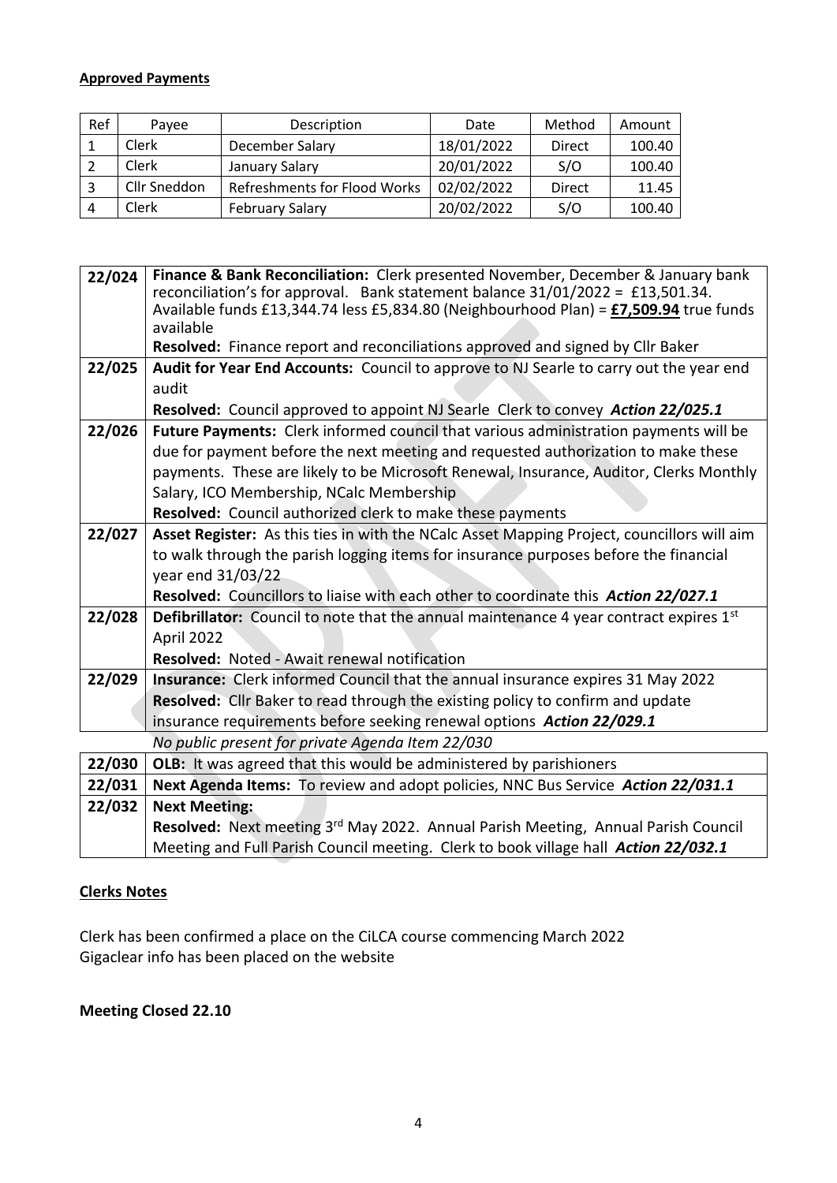**Approved Payments**

| Ref | Payee | Description | Date | Method | Amount |
|---|---|---|---|---|---|
| 1 | Clerk | December Salary | 18/01/2022 | Direct | 100.40 |
| 2 | Clerk | January Salary | 20/01/2022 | S/O | 100.40 |
| 3 | Cllr Sneddon | Refreshments for Flood Works | 02/02/2022 | Direct | 11.45 |
| 4 | Clerk | February Salary | 20/02/2022 | S/O | 100.40 |

| | |
|---|---|
| 22/024 | **Finance & Bank Reconciliation:** Clerk presented November, December & January bank reconciliation's for approval. Bank statement balance 31/01/2022 = £13,501.34. Available funds £13,344.74 less £5,834.80 (Neighbourhood Plan) = **£7,509.94** true funds available<br>**Resolved:** Finance report and reconciliations approved and signed by Cllr Baker |
| 22/025 | **Audit for Year End Accounts:** Council to approve to NJ Searle to carry out the year end audit<br>**Resolved:** Council approved to appoint NJ Searle Clerk to convey ***Action 22/025.1*** |
| 22/026 | **Future Payments:** Clerk informed council that various administration payments will be due for payment before the next meeting and requested authorization to make these payments. These are likely to be Microsoft Renewal, Insurance, Auditor, Clerks Monthly Salary, ICO Membership, NCalc Membership<br>**Resolved:** Council authorized clerk to make these payments |
| 22/027 | **Asset Register:** As this ties in with the NCalc Asset Mapping Project, councillors will aim to walk through the parish logging items for insurance purposes before the financial year end 31/03/22<br>**Resolved:** Councillors to liaise with each other to coordinate this ***Action 22/027.1*** |
| 22/028 | **Defibrillator:** Council to note that the annual maintenance 4 year contract expires 1st April 2022<br>**Resolved:** Noted - Await renewal notification |
| 22/029 | **Insurance:** Clerk informed Council that the annual insurance expires 31 May 2022<br>**Resolved:** Cllr Baker to read through the existing policy to confirm and update insurance requirements before seeking renewal options ***Action 22/029.1*** |
| | *No public present for private Agenda Item 22/030* |
| 22/030 | **OLB:** It was agreed that this would be administered by parishioners |
| 22/031 | **Next Agenda Items:** To review and adopt policies, NNC Bus Service ***Action 22/031.1*** |
| 22/032 | **Next Meeting:**<br>**Resolved:** Next meeting 3rd May 2022. Annual Parish Meeting, Annual Parish Council Meeting and Full Parish Council meeting. Clerk to book village hall ***Action 22/032.1*** |

**Clerks Notes**

Clerk has been confirmed a place on the CiLCA course commencing March 2022
Gigaclear info has been placed on the website

**Meeting Closed 22.10**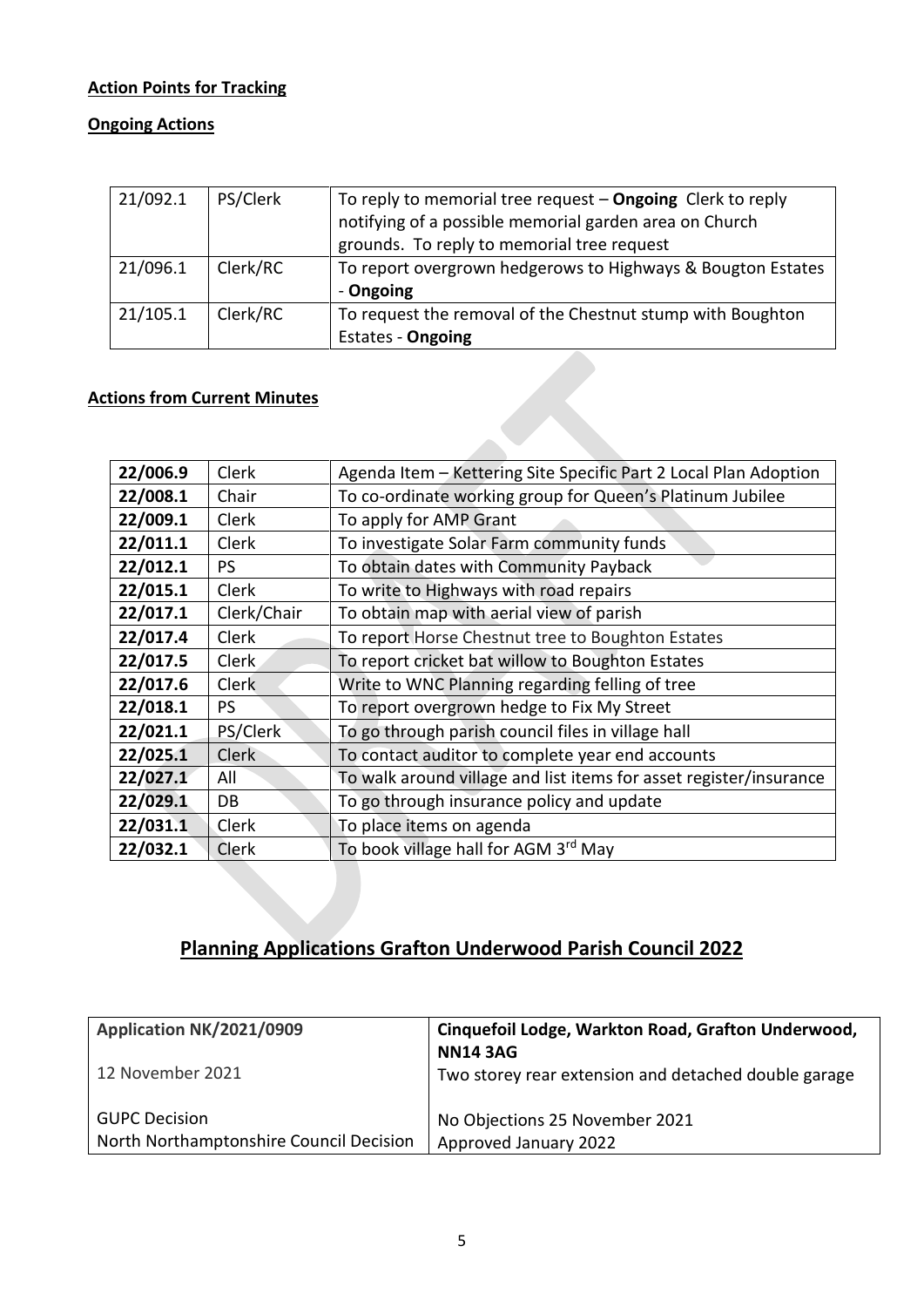**Action Points for Tracking**

**Ongoing Actions**

| 21/092.1 | PS/Clerk | To reply to memorial tree request – **Ongoing** Clerk to reply notifying of a possible memorial garden area on Church grounds. To reply to memorial tree request |
|---|---|---|
| 21/096.1 | Clerk/RC | To report overgrown hedgerows to Highways & Bougton Estates - **Ongoing** |
| 21/105.1 | Clerk/RC | To request the removal of the Chestnut stump with Boughton Estates - **Ongoing** |

**Actions from Current Minutes**

| **22/006.9** | Clerk | Agenda Item – Kettering Site Specific Part 2 Local Plan Adoption |
|---|---|---|
| **22/008.1** | Chair | To co-ordinate working group for Queen's Platinum Jubilee |
| **22/009.1** | Clerk | To apply for AMP Grant |
| **22/011.1** | Clerk | To investigate Solar Farm community funds |
| **22/012.1** | PS | To obtain dates with Community Payback |
| **22/015.1** | Clerk | To write to Highways with road repairs |
| **22/017.1** | Clerk/Chair | To obtain map with aerial view of parish |
| **22/017.4** | Clerk | To report Horse Chestnut tree to Boughton Estates |
| **22/017.5** | Clerk | To report cricket bat willow to Boughton Estates |
| **22/017.6** | Clerk | Write to WNC Planning regarding felling of tree |
| **22/018.1** | PS | To report overgrown hedge to Fix My Street |
| **22/021.1** | PS/Clerk | To go through parish council files in village hall |
| **22/025.1** | Clerk | To contact auditor to complete year end accounts |
| **22/027.1** | All | To walk around village and list items for asset register/insurance |
| **22/029.1** | DB | To go through insurance policy and update |
| **22/031.1** | Clerk | To place items on agenda |
| **22/032.1** | Clerk | To book village hall for AGM 3rd May |

## Planning Applications Grafton Underwood Parish Council 2022

| **Application NK/2021/0909**<br><br>12 November 2021<br><br>GUPC Decision<br>North Northamptonshire Council Decision | **Cinquefoil Lodge, Warkton Road, Grafton Underwood, NN14 3AG**<br>Two storey rear extension and detached double garage<br><br>No Objections 25 November 2021<br>Approved January 2022 |
|---|---|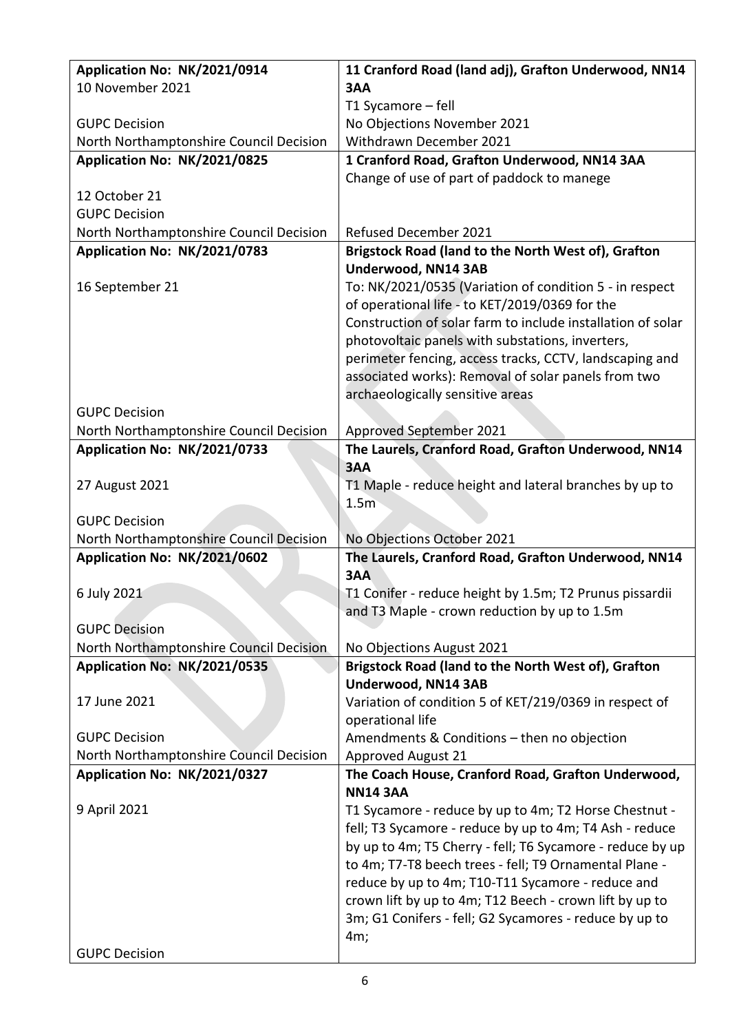| Application No: NK/2021/0914<br>10 November 2021<br><br>GUPC Decision<br>North Northamptonshire Council Decision | **11 Cranford Road (land adj), Grafton Underwood, NN14 3AA**<br>T1 Sycamore – fell<br>No Objections November 2021<br>Withdrawn December 2021 |
|---|---|
| **Application No: NK/2021/0825**<br><br>12 October 21<br>GUPC Decision<br>North Northamptonshire Council Decision | **1 Cranford Road, Grafton Underwood, NN14 3AA**<br>Change of use of part of paddock to manege<br><br><br><br>Refused December 2021 |
| **Application No: NK/2021/0783**<br><br>16 September 21<br><br><br><br><br><br><br>GUPC Decision<br>North Northamptonshire Council Decision | **Brigstock Road (land to the North West of), Grafton Underwood, NN14 3AB**<br>To: NK/2021/0535 (Variation of condition 5 - in respect of operational life - to KET/2019/0369 for the Construction of solar farm to include installation of solar photovoltaic panels with substations, inverters, perimeter fencing, access tracks, CCTV, landscaping and associated works): Removal of solar panels from two archaeologically sensitive areas<br><br>Approved September 2021 |
| **Application No: NK/2021/0733**<br><br>27 August 2021<br><br>GUPC Decision<br>North Northamptonshire Council Decision | **The Laurels, Cranford Road, Grafton Underwood, NN14 3AA**<br>T1 Maple - reduce height and lateral branches by up to 1.5m<br><br>No Objections October 2021 |
| **Application No: NK/2021/0602**<br><br>6 July 2021<br><br>GUPC Decision<br>North Northamptonshire Council Decision | **The Laurels, Cranford Road, Grafton Underwood, NN14 3AA**<br>T1 Conifer - reduce height by 1.5m; T2 Prunus pissardii and T3 Maple - crown reduction by up to 1.5m<br><br>No Objections August 2021 |
| **Application No: NK/2021/0535**<br><br>17 June 2021<br><br>GUPC Decision<br>North Northamptonshire Council Decision | **Brigstock Road (land to the North West of), Grafton Underwood, NN14 3AB**<br>Variation of condition 5 of KET/219/0369 in respect of operational life<br>Amendments & Conditions – then no objection<br>Approved August 21 |
| **Application No: NK/2021/0327**<br><br>9 April 2021<br><br><br><br><br><br><br><br>GUPC Decision | **The Coach House, Cranford Road, Grafton Underwood, NN14 3AA**<br>T1 Sycamore - reduce by up to 4m; T2 Horse Chestnut - fell; T3 Sycamore - reduce by up to 4m; T4 Ash - reduce by up to 4m; T5 Cherry - fell; T6 Sycamore - reduce by up to 4m; T7-T8 beech trees - fell; T9 Ornamental Plane - reduce by up to 4m; T10-T11 Sycamore - reduce and crown lift by up to 4m; T12 Beech - crown lift by up to 3m; G1 Conifers - fell; G2 Sycamores - reduce by up to 4m; |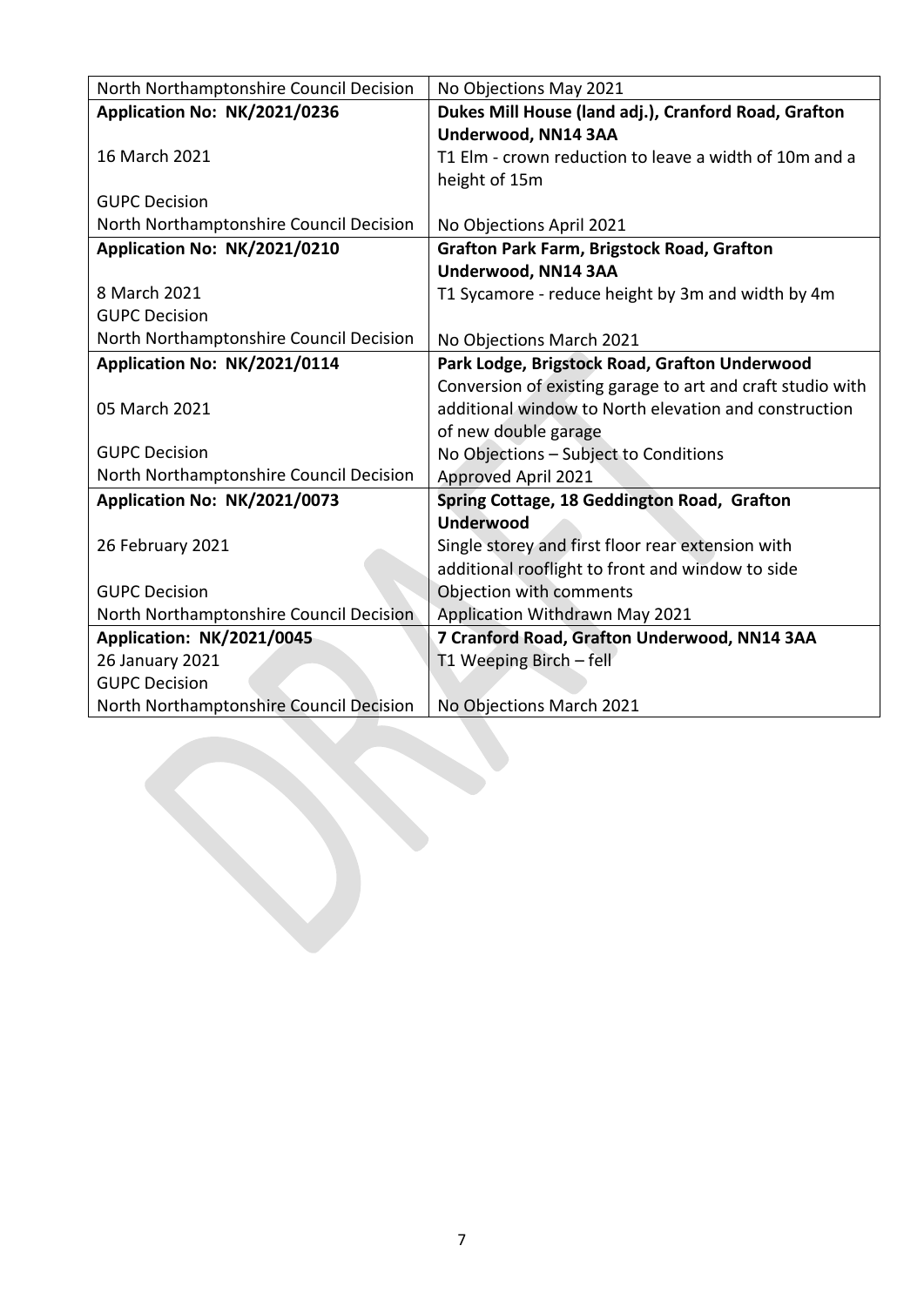| | |
|---|---|
| North Northamptonshire Council Decision | No Objections May 2021 |
| **Application No: NK/2021/0236**<br><br>16 March 2021<br><br>GUPC Decision<br>North Northamptonshire Council Decision | **Dukes Mill House (land adj.), Cranford Road, Grafton Underwood, NN14 3AA**<br>T1 Elm - crown reduction to leave a width of 10m and a height of 15m<br><br>No Objections April 2021 |
| **Application No: NK/2021/0210**<br><br>8 March 2021<br>GUPC Decision<br>North Northamptonshire Council Decision | **Grafton Park Farm, Brigstock Road, Grafton Underwood, NN14 3AA**<br>T1 Sycamore - reduce height by 3m and width by 4m<br><br>No Objections March 2021 |
| **Application No: NK/2021/0114**<br><br>05 March 2021<br><br>GUPC Decision<br>North Northamptonshire Council Decision | **Park Lodge, Brigstock Road, Grafton Underwood**<br>Conversion of existing garage to art and craft studio with additional window to North elevation and construction of new double garage<br>No Objections – Subject to Conditions<br>Approved April 2021 |
| **Application No: NK/2021/0073**<br><br>26 February 2021<br><br>GUPC Decision<br>North Northamptonshire Council Decision | **Spring Cottage, 18 Geddington Road, Grafton Underwood**<br>Single storey and first floor rear extension with additional rooflight to front and window to side<br>Objection with comments<br>Application Withdrawn May 2021 |
| **Application: NK/2021/0045**<br>26 January 2021<br>GUPC Decision<br>North Northamptonshire Council Decision | **7 Cranford Road, Grafton Underwood, NN14 3AA**<br>T1 Weeping Birch – fell<br><br>No Objections March 2021 |